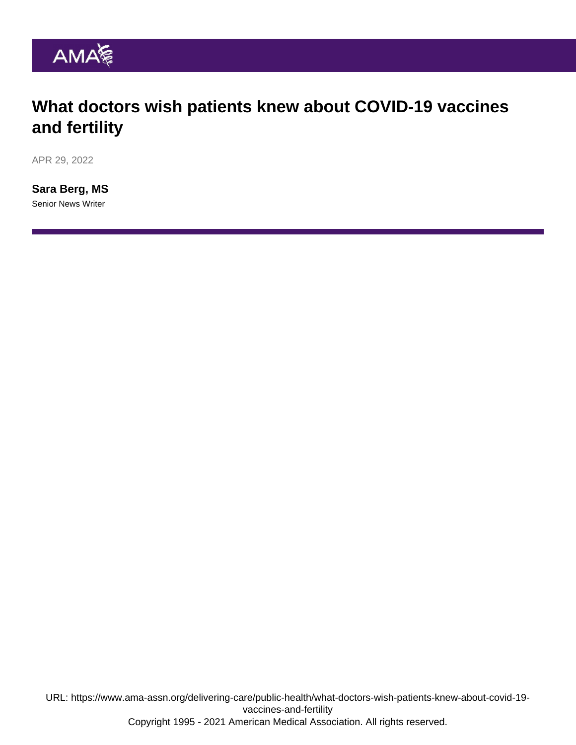AMA

# What doctors wish patients knew about COVID-19 vaccines and fertility

APR 29, 2022

**Sara Berg, MS**

Senior News Writer

URL: https://www.ama-assn.org/delivering-care/public-health/what-doctors-wish-patients-knew-about-covid-19-vaccines-and-fertility

Copyright 1995 - 2021 American Medical Association. All rights reserved.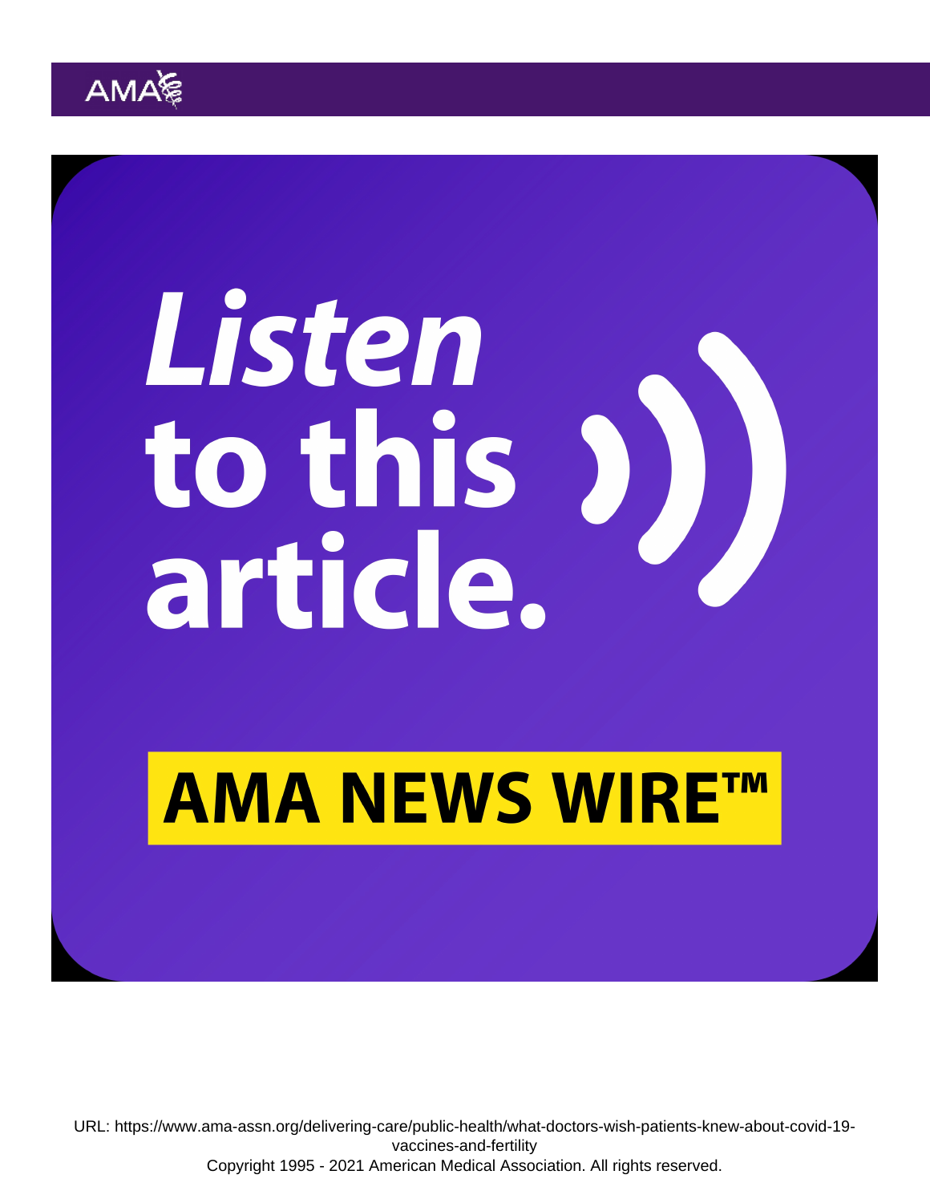Listen to this article.

AMA NEWS WIRE™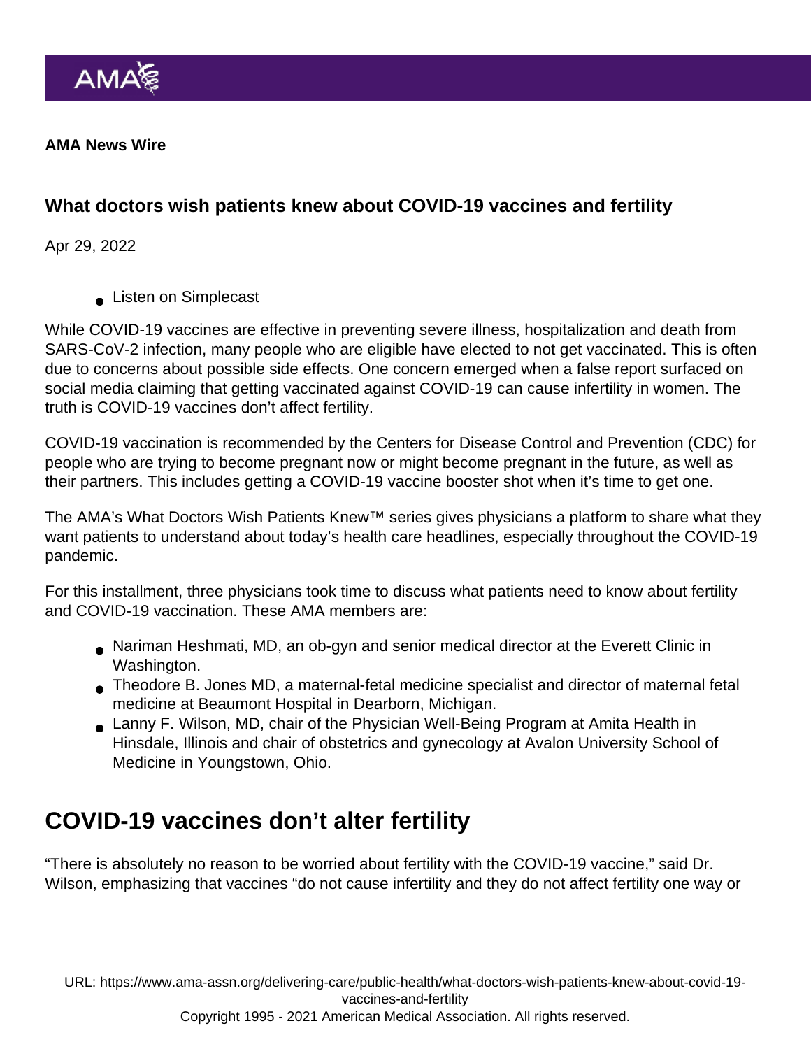AMA News Wire

## What doctors wish patients knew about COVID-19 vaccines and fertility

Apr 29, 2022

- Listen on Simplecast

While COVID-19 vaccines are effective in preventing severe illness, hospitalization and death from SARS-CoV-2 infection, many people who are eligible have elected to not get vaccinated. This is often due to concerns about possible side effects. One concern emerged when a false report surfaced on social media claiming that getting vaccinated against COVID-19 can cause infertility in women. The truth is COVID-19 vaccines don't affect fertility.

COVID-19 vaccination is recommended by the Centers for Disease Control and Prevention (CDC) for people who are trying to become pregnant now or might become pregnant in the future, as well as their partners. This includes getting a COVID-19 vaccine booster shot when it's time to get one.

The AMA's What Doctors Wish Patients Knew™ series gives physicians a platform to share what they want patients to understand about today's health care headlines, especially throughout the COVID-19 pandemic.

For this installment, three physicians took time to discuss what patients need to know about fertility and COVID-19 vaccination. These AMA members are:

- Nariman Heshmati, MD, an ob-gyn and senior medical director at the Everett Clinic in Washington.
- Theodore B. Jones MD, a maternal-fetal medicine specialist and director of maternal fetal medicine at Beaumont Hospital in Dearborn, Michigan.
- Lanny F. Wilson, MD, chair of the Physician Well-Being Program at Amita Health in Hinsdale, Illinois and chair of obstetrics and gynecology at Avalon University School of Medicine in Youngstown, Ohio.

# COVID-19 vaccines don't alter fertility

"There is absolutely no reason to be worried about fertility with the COVID-19 vaccine," said Dr. Wilson, emphasizing that vaccines "do not cause infertility and they do not affect fertility one way or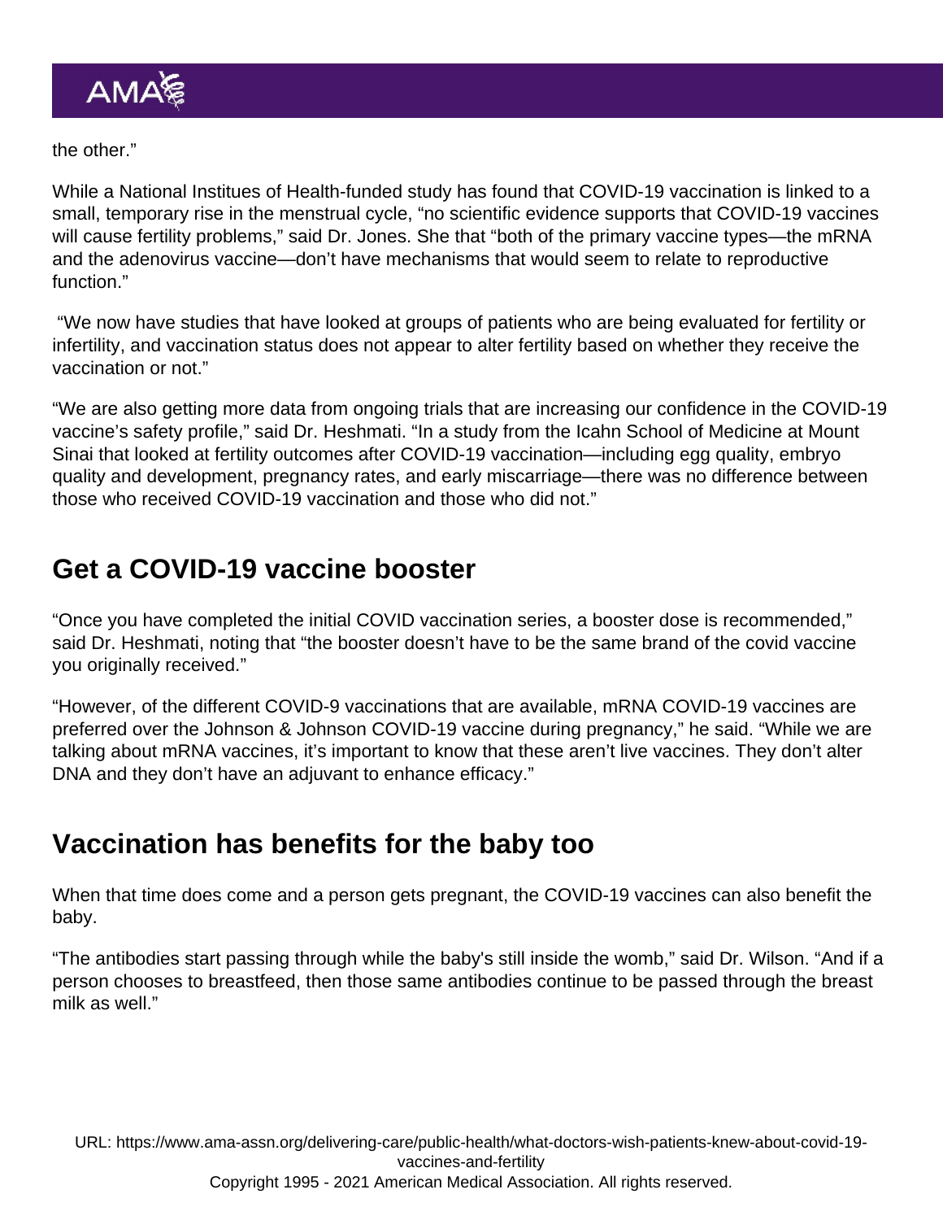the other."

While a National Institues of Health-funded study has found that COVID-19 vaccination is linked to a small, temporary rise in the menstrual cycle, "no scientific evidence supports that COVID-19 vaccines will cause fertility problems," said Dr. Jones. She that "both of the primary vaccine types—the mRNA and the adenovirus vaccine—don't have mechanisms that would seem to relate to reproductive function."

"We now have studies that have looked at groups of patients who are being evaluated for fertility or infertility, and vaccination status does not appear to alter fertility based on whether they receive the vaccination or not."

"We are also getting more data from ongoing trials that are increasing our confidence in the COVID-19 vaccine's safety profile," said Dr. Heshmati. "In a study from the Icahn School of Medicine at Mount Sinai that looked at fertility outcomes after COVID-19 vaccination—including egg quality, embryo quality and development, pregnancy rates, and early miscarriage—there was no difference between those who received COVID-19 vaccination and those who did not."

## Get a COVID-19 vaccine booster

"Once you have completed the initial COVID vaccination series, a booster dose is recommended," said Dr. Heshmati, noting that "the booster doesn't have to be the same brand of the covid vaccine you originally received."

"However, of the different COVID-9 vaccinations that are available, mRNA COVID-19 vaccines are preferred over the Johnson & Johnson COVID-19 vaccine during pregnancy," he said. "While we are talking about mRNA vaccines, it's important to know that these aren't live vaccines. They don't alter DNA and they don't have an adjuvant to enhance efficacy."

## Vaccination has benefits for the baby too

When that time does come and a person gets pregnant, the COVID-19 vaccines can also benefit the baby.

"The antibodies start passing through while the baby's still inside the womb," said Dr. Wilson. "And if a person chooses to breastfeed, then those same antibodies continue to be passed through the breast milk as well."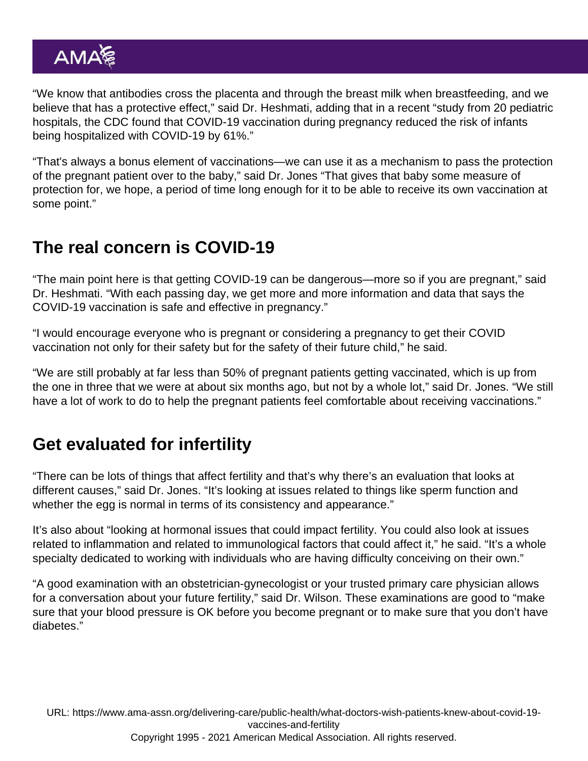"We know that antibodies cross the placenta and through the breast milk when breastfeeding, and we believe that has a protective effect," said Dr. Heshmati, adding that in a recent "study from 20 pediatric hospitals, the CDC found that COVID-19 vaccination during pregnancy reduced the risk of infants being hospitalized with COVID-19 by 61%."

"That's always a bonus element of vaccinations—we can use it as a mechanism to pass the protection of the pregnant patient over to the baby," said Dr. Jones "That gives that baby some measure of protection for, we hope, a period of time long enough for it to be able to receive its own vaccination at some point."

## The real concern is COVID-19

"The main point here is that getting COVID-19 can be dangerous—more so if you are pregnant," said Dr. Heshmati. "With each passing day, we get more and more information and data that says the COVID-19 vaccination is safe and effective in pregnancy."

"I would encourage everyone who is pregnant or considering a pregnancy to get their COVID vaccination not only for their safety but for the safety of their future child," he said.

"We are still probably at far less than 50% of pregnant patients getting vaccinated, which is up from the one in three that we were at about six months ago, but not by a whole lot," said Dr. Jones. "We still have a lot of work to do to help the pregnant patients feel comfortable about receiving vaccinations."

## Get evaluated for infertility

"There can be lots of things that affect fertility and that's why there's an evaluation that looks at different causes," said Dr. Jones. "It's looking at issues related to things like sperm function and whether the egg is normal in terms of its consistency and appearance."

It's also about "looking at hormonal issues that could impact fertility. You could also look at issues related to inflammation and related to immunological factors that could affect it," he said. "It's a whole specialty dedicated to working with individuals who are having difficulty conceiving on their own."

"A good examination with an obstetrician-gynecologist or your trusted primary care physician allows for a conversation about your future fertility," said Dr. Wilson. These examinations are good to "make sure that your blood pressure is OK before you become pregnant or to make sure that you don't have diabetes."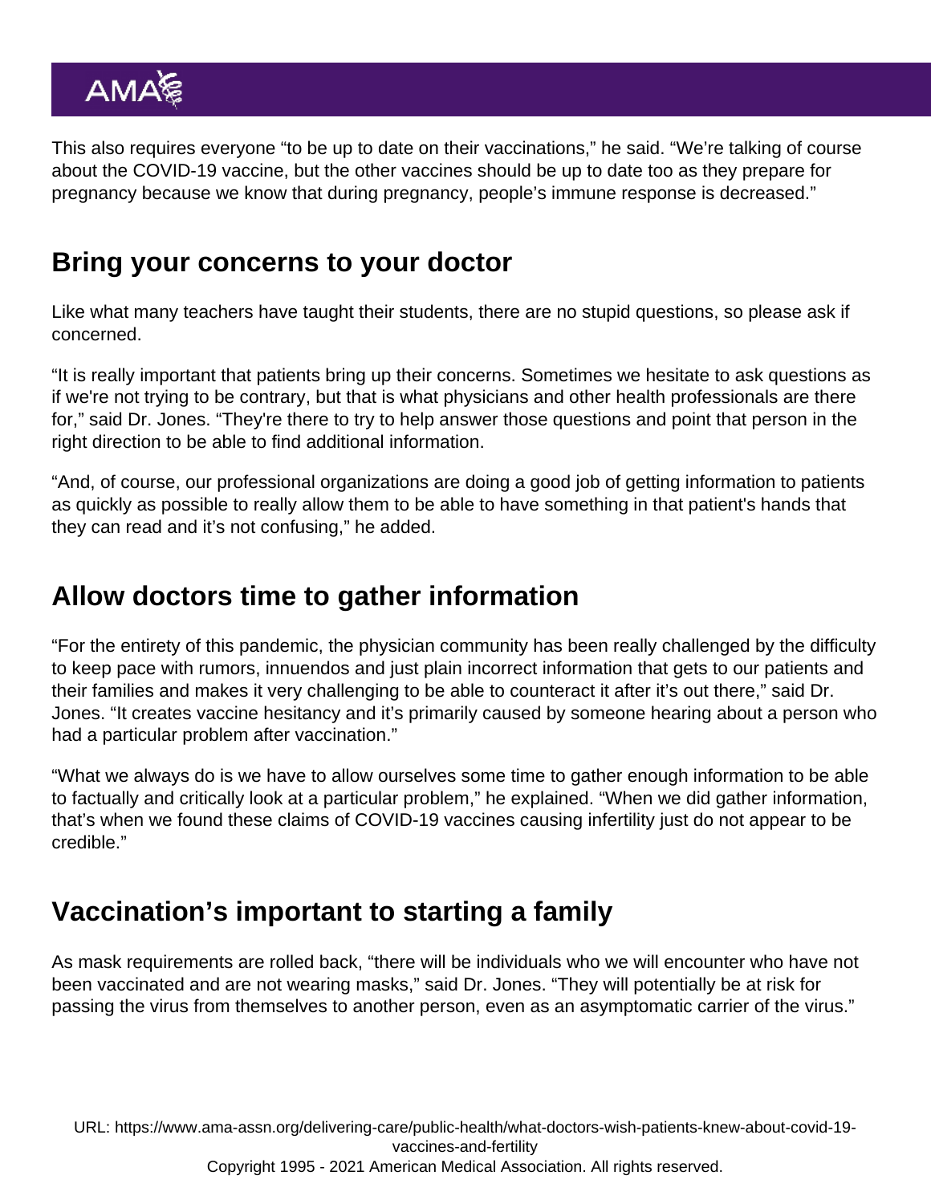This also requires everyone "to be up to date on their vaccinations," he said. "We're talking of course about the COVID-19 vaccine, but the other vaccines should be up to date too as they prepare for pregnancy because we know that during pregnancy, people's immune response is decreased."

## Bring your concerns to your doctor

Like what many teachers have taught their students, there are no stupid questions, so please ask if concerned.

"It is really important that patients bring up their concerns. Sometimes we hesitate to ask questions as if we're not trying to be contrary, but that is what physicians and other health professionals are there for," said Dr. Jones. "They're there to try to help answer those questions and point that person in the right direction to be able to find additional information.

"And, of course, our professional organizations are doing a good job of getting information to patients as quickly as possible to really allow them to be able to have something in that patient's hands that they can read and it's not confusing," he added.

## Allow doctors time to gather information

"For the entirety of this pandemic, the physician community has been really challenged by the difficulty to keep pace with rumors, innuendos and just plain incorrect information that gets to our patients and their families and makes it very challenging to be able to counteract it after it's out there," said Dr. Jones. "It creates vaccine hesitancy and it's primarily caused by someone hearing about a person who had a particular problem after vaccination."

"What we always do is we have to allow ourselves some time to gather enough information to be able to factually and critically look at a particular problem," he explained. "When we did gather information, that's when we found these claims of COVID-19 vaccines causing infertility just do not appear to be credible."

## Vaccination's important to starting a family

As mask requirements are rolled back, "there will be individuals who we will encounter who have not been vaccinated and are not wearing masks," said Dr. Jones. "They will potentially be at risk for passing the virus from themselves to another person, even as an asymptomatic carrier of the virus."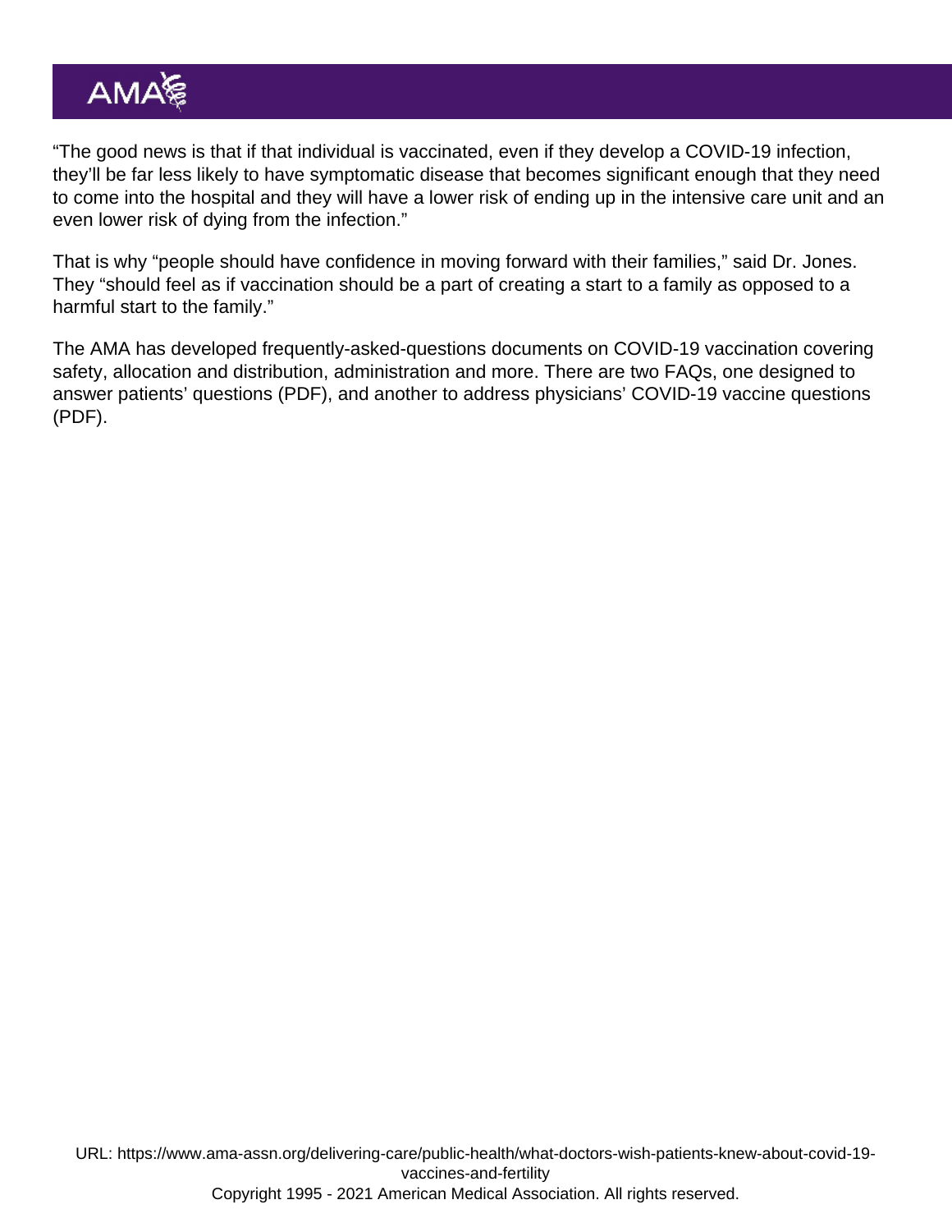"The good news is that if that individual is vaccinated, even if they develop a COVID-19 infection, they'll be far less likely to have symptomatic disease that becomes significant enough that they need to come into the hospital and they will have a lower risk of ending up in the intensive care unit and an even lower risk of dying from the infection."

That is why "people should have confidence in moving forward with their families," said Dr. Jones. They "should feel as if vaccination should be a part of creating a start to a family as opposed to a harmful start to the family."

The AMA has developed frequently-asked-questions documents on COVID-19 vaccination covering safety, allocation and distribution, administration and more. There are two FAQs, one designed to answer patients' questions (PDF), and another to address physicians' COVID-19 vaccine questions (PDF).